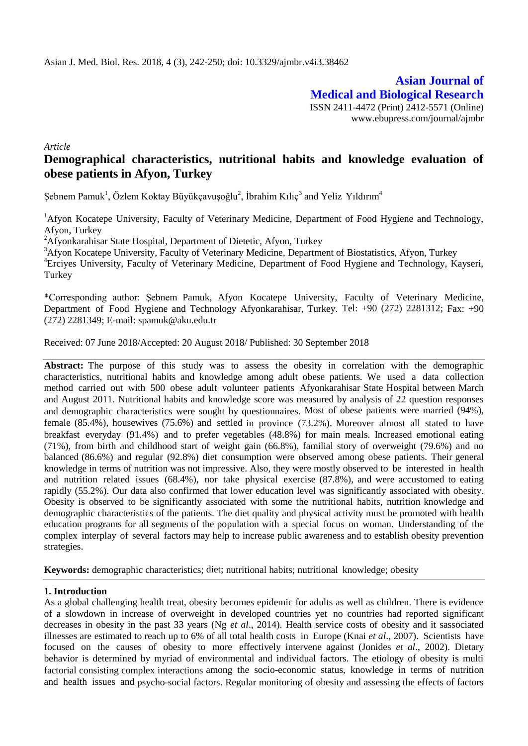**Asian Journal of Medical and Biological Research**

ISSN 2411-4472 (Print) 2412-5571 (Online)
www.ebupress.com/journal/ajmbr

*Article*

# Demographical characteristics, nutritional habits and knowledge evaluation of obese patients in Afyon, Turkey

Şebnem Pamuk[1], Özlem Koktay Büyükçavuşoğlu[2], İbrahim Kılıç[3] and Yeliz Yıldırım[4]

[1]Afyon Kocatepe University, Faculty of Veterinary Medicine, Department of Food Hygiene and Technology, Afyon, Turkey

[2]Afyonkarahisar State Hospital, Department of Dietetic, Afyon, Turkey

[3]Afyon Kocatepe University, Faculty of Veterinary Medicine, Department of Biostatistics, Afyon, Turkey

[4]Erciyes University, Faculty of Veterinary Medicine, Department of Food Hygiene and Technology, Kayseri, Turkey

*Corresponding author: Şebnem Pamuk, Afyon Kocatepe University, Faculty of Veterinary Medicine, Department of Food Hygiene and Technology Afyonkarahisar, Turkey. Tel: +90 (272) 2281312; Fax: +90 (272) 2281349; E-mail: spamuk@aku.edu.tr

Received: 07 June 2018/Accepted: 20 August 2018/ Published: 30 September 2018

**Abstract:** The purpose of this study was to assess the obesity in correlation with the demographic characteristics, nutritional habits and knowledge among adult obese patients. We used a data collection method carried out with 500 obese adult volunteer patients Afyonkarahisar State Hospital between March and August 2011. Nutritional habits and knowledge score was measured by analysis of 22 question responses and demographic characteristics were sought by questionnaires. Most of obese patients were married (94%), female (85.4%), housewives (75.6%) and settled in province (73.2%). Moreover almost all stated to have breakfast everyday (91.4%) and to prefer vegetables (48.8%) for main meals. Increased emotional eating (71%), from birth and childhood start of weight gain (66.8%), familial story of overweight (79.6%) and no balanced (86.6%) and regular (92.8%) diet consumption were observed among obese patients. Their general knowledge in terms of nutrition was not impressive. Also, they were mostly observed to be interested in health and nutrition related issues (68.4%), nor take physical exercise (87.8%), and were accustomed to eating rapidly (55.2%). Our data also confirmed that lower education level was significantly associated with obesity. Obesity is observed to be significantly associated with some the nutritional habits, nutrition knowledge and demographic characteristics of the patients. The diet quality and physical activity must be promoted with health education programs for all segments of the population with a special focus on woman. Understanding of the complex interplay of several factors may help to increase public awareness and to establish obesity prevention strategies.

**Keywords:** demographic characteristics; diet; nutritional habits; nutritional knowledge; obesity

## 1. Introduction

As a global challenging health treat, obesity becomes epidemic for adults as well as children. There is evidence of a slowdown in increase of overweight in developed countries yet no countries had reported significant decreases in obesity in the past 33 years (Ng *et al*., 2014). Health service costs of obesity and it sassociated illnesses are estimated to reach up to 6% of all total health costs in Europe (Knai *et al*., 2007). Scientists have focused on the causes of obesity to more effectively intervene against (Jonides *et al*., 2002). Dietary behavior is determined by myriad of environmental and individual factors. The etiology of obesity is multi factorial consisting complex interactions among the socio-economic status, knowledge in terms of nutrition and health issues and psycho-social factors. Regular monitoring of obesity and assessing the effects of factors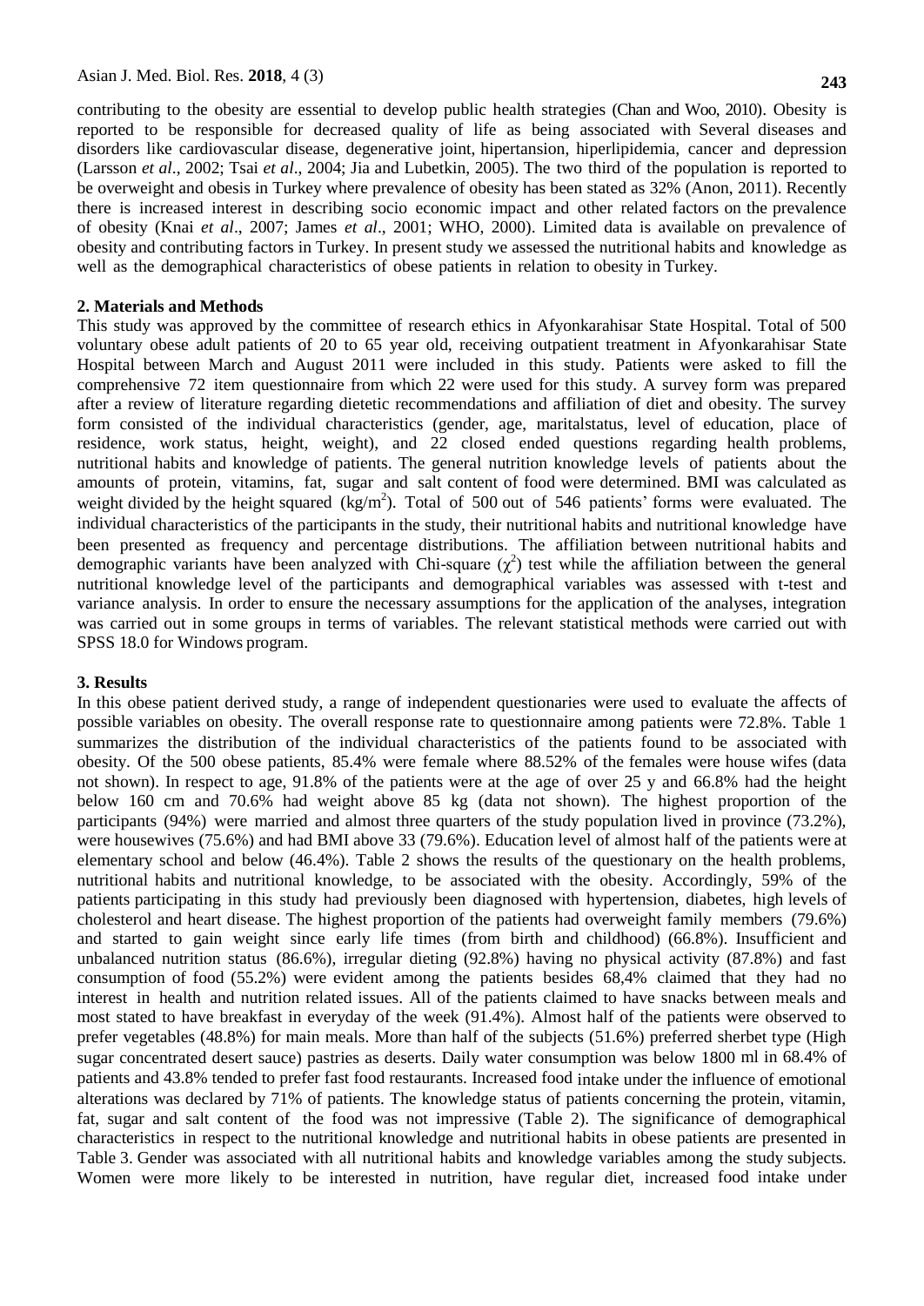contributing to the obesity are essential to develop public health strategies (Chan and Woo, 2010). Obesity is reported to be responsible for decreased quality of life as being associated with Several diseases and disorders like cardiovascular disease, degenerative joint, hipertansion, hiperlipidemia, cancer and depression (Larsson *et al*., 2002; Tsai *et al*., 2004; Jia and Lubetkin, 2005). The two third of the population is reported to be overweight and obesis in Turkey where prevalence of obesity has been stated as 32% (Anon, 2011). Recently there is increased interest in describing socio economic impact and other related factors on the prevalence of obesity (Knai *et al*., 2007; James *et al*., 2001; WHO, 2000). Limited data is available on prevalence of obesity and contributing factors in Turkey. In present study we assessed the nutritional habits and knowledge as well as the demographical characteristics of obese patients in relation to obesity in Turkey.

## 2. Materials and Methods

This study was approved by the committee of research ethics in Afyonkarahisar State Hospital. Total of 500 voluntary obese adult patients of 20 to 65 year old, receiving outpatient treatment in Afyonkarahisar State Hospital between March and August 2011 were included in this study. Patients were asked to fill the comprehensive 72 item questionnaire from which 22 were used for this study. A survey form was prepared after a review of literature regarding dietetic recommendations and affiliation of diet and obesity. The survey form consisted of the individual characteristics (gender, age, maritalstatus, level of education, place of residence, work status, height, weight), and 22 closed ended questions regarding health problems, nutritional habits and knowledge of patients. The general nutrition knowledge levels of patients about the amounts of protein, vitamins, fat, sugar and salt content of food were determined. BMI was calculated as weight divided by the height squared ($kg/m^2$). Total of 500 out of 546 patients' forms were evaluated. The individual characteristics of the participants in the study, their nutritional habits and nutritional knowledge have been presented as frequency and percentage distributions. The affiliation between nutritional habits and demographic variants have been analyzed with Chi-square ($\chi^2$) test while the affiliation between the general nutritional knowledge level of the participants and demographical variables was assessed with t-test and variance analysis. In order to ensure the necessary assumptions for the application of the analyses, integration was carried out in some groups in terms of variables. The relevant statistical methods were carried out with SPSS 18.0 for Windows program.

## 3. Results

In this obese patient derived study, a range of independent questionaries were used to evaluate the affects of possible variables on obesity. The overall response rate to questionnaire among patients were 72.8%. Table 1 summarizes the distribution of the individual characteristics of the patients found to be associated with obesity. Of the 500 obese patients, 85.4% were female where 88.52% of the females were house wifes (data not shown). In respect to age, 91.8% of the patients were at the age of over 25 y and 66.8% had the height below 160 cm and 70.6% had weight above 85 kg (data not shown). The highest proportion of the participants (94%) were married and almost three quarters of the study population lived in province (73.2%), were housewives (75.6%) and had BMI above 33 (79.6%). Education level of almost half of the patients were at elementary school and below (46.4%). Table 2 shows the results of the questionary on the health problems, nutritional habits and nutritional knowledge, to be associated with the obesity. Accordingly, 59% of the patients participating in this study had previously been diagnosed with hypertension, diabetes, high levels of cholesterol and heart disease. The highest proportion of the patients had overweight family members (79.6%) and started to gain weight since early life times (from birth and childhood) (66.8%). Insufficient and unbalanced nutrition status (86.6%), irregular dieting (92.8%) having no physical activity (87.8%) and fast consumption of food (55.2%) were evident among the patients besides 68,4% claimed that they had no interest in health and nutrition related issues. All of the patients claimed to have snacks between meals and most stated to have breakfast in everyday of the week (91.4%). Almost half of the patients were observed to prefer vegetables (48.8%) for main meals. More than half of the subjects (51.6%) preferred sherbet type (High sugar concentrated desert sauce) pastries as deserts. Daily water consumption was below 1800 ml in 68.4% of patients and 43.8% tended to prefer fast food restaurants. Increased food intake under the influence of emotional alterations was declared by 71% of patients. The knowledge status of patients concerning the protein, vitamin, fat, sugar and salt content of the food was not impressive (Table 2). The significance of demographical characteristics in respect to the nutritional knowledge and nutritional habits in obese patients are presented in Table 3. Gender was associated with all nutritional habits and knowledge variables among the study subjects. Women were more likely to be interested in nutrition, have regular diet, increased food intake under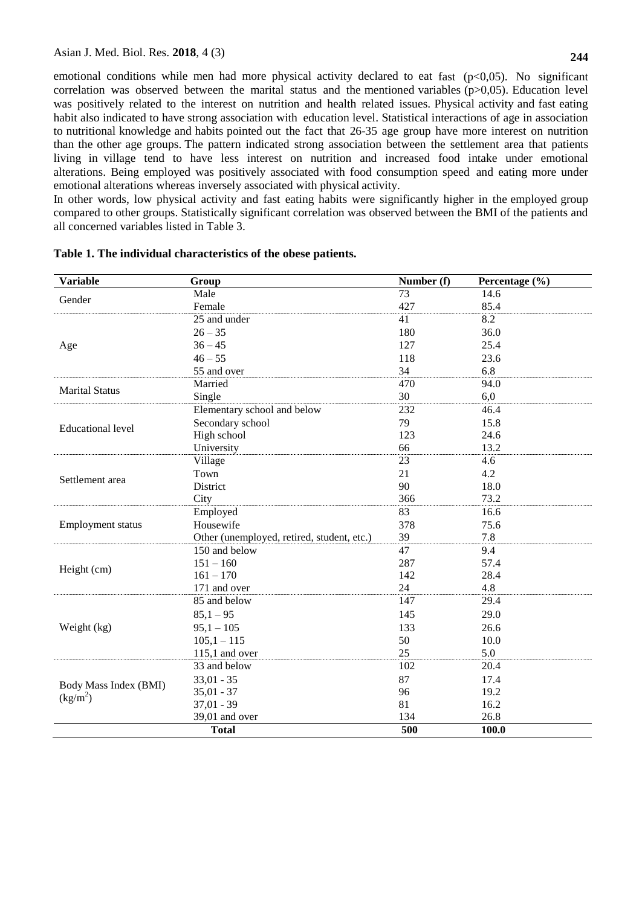emotional conditions while men had more physical activity declared to eat fast ($p<0,05$). No significant correlation was observed between the marital status and the mentioned variables ($p>0,05$). Education level was positively related to the interest on nutrition and health related issues. Physical activity and fast eating habit also indicated to have strong association with education level. Statistical interactions of age in association to nutritional knowledge and habits pointed out the fact that 26-35 age group have more interest on nutrition than the other age groups. The pattern indicated strong association between the settlement area that patients living in village tend to have less interest on nutrition and increased food intake under emotional alterations. Being employed was positively associated with food consumption speed and eating more under emotional alterations whereas inversely associated with physical activity.

In other words, low physical activity and fast eating habits were significantly higher in the employed group compared to other groups. Statistically significant correlation was observed between the BMI of the patients and all concerned variables listed in Table 3.

**Table 1. The individual characteristics of the obese patients.**

| Variable | Group | Number (f) | Percentage (%) |
|---|---|---|---|
| Gender | Male | 73 | 14.6 |
| | Female | 427 | 85.4 |
| Age | 25 and under | 41 | 8.2 |
| | 26 – 35 | 180 | 36.0 |
| | 36 – 45 | 127 | 25.4 |
| | 46 – 55 | 118 | 23.6 |
| | 55 and over | 34 | 6.8 |
| Marital Status | Married | 470 | 94.0 |
| | Single | 30 | 6,0 |
| Educational level | Elementary school and below | 232 | 46.4 |
| | Secondary school | 79 | 15.8 |
| | High school | 123 | 24.6 |
| | University | 66 | 13.2 |
| Settlement area | Village | 23 | 4.6 |
| | Town | 21 | 4.2 |
| | District | 90 | 18.0 |
| | City | 366 | 73.2 |
| Employment status | Employed | 83 | 16.6 |
| | Housewife | 378 | 75.6 |
| | Other (unemployed, retired, student, etc.) | 39 | 7.8 |
| Height (cm) | 150 and below | 47 | 9.4 |
| | 151 – 160 | 287 | 57.4 |
| | 161 – 170 | 142 | 28.4 |
| | 171 and over | 24 | 4.8 |
| Weight (kg) | 85 and below | 147 | 29.4 |
| | 85,1 – 95 | 145 | 29.0 |
| | 95,1 – 105 | 133 | 26.6 |
| | 105,1 – 115 | 50 | 10.0 |
| | 115,1 and over | 25 | 5.0 |
| Body Mass Index (BMI) ($kg/m^2$) | 33 and below | 102 | 20.4 |
| | 33,01 - 35 | 87 | 17.4 |
| | 35,01 - 37 | 96 | 19.2 |
| | 37,01 - 39 | 81 | 16.2 |
| | 39,01 and over | 134 | 26.8 |
| | **Total** | **500** | **100.0** |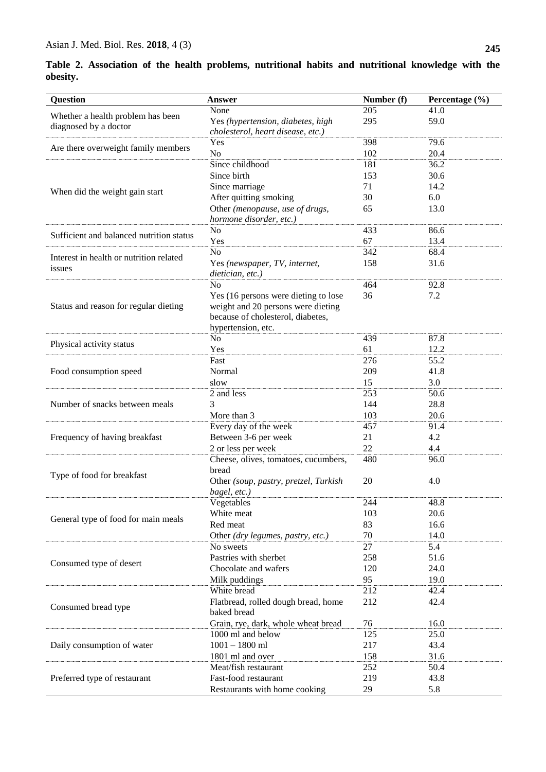**Table 2. Association of the health problems, nutritional habits and nutritional knowledge with the obesity.**

| Question | Answer | Number (f) | Percentage (%) |
|---|---|---|---|
| Whether a health problem has been diagnosed by a doctor | None | 205 | 41.0 |
| | Yes *(hypertension, diabetes, high cholesterol, heart disease, etc.)* | 295 | 59.0 |
| Are there overweight family members | Yes | 398 | 79.6 |
| | No | 102 | 20.4 |
| When did the weight gain start | Since childhood | 181 | 36.2 |
| | Since birth | 153 | 30.6 |
| | Since marriage | 71 | 14.2 |
| | After quitting smoking | 30 | 6.0 |
| | Other *(menopause, use of drugs, hormone disorder, etc.)* | 65 | 13.0 |
| Sufficient and balanced nutrition status | No | 433 | 86.6 |
| | Yes | 67 | 13.4 |
| Interest in health or nutrition related issues | No | 342 | 68.4 |
| | Yes *(newspaper, TV, internet, dietician, etc.)* | 158 | 31.6 |
| Status and reason for regular dieting | No | 464 | 92.8 |
| | Yes (16 persons were dieting to lose weight and 20 persons were dieting because of cholesterol, diabetes, hypertension, etc. | 36 | 7.2 |
| Physical activity status | No | 439 | 87.8 |
| | Yes | 61 | 12.2 |
| Food consumption speed | Fast | 276 | 55.2 |
| | Normal | 209 | 41.8 |
| | slow | 15 | 3.0 |
| Number of snacks between meals | 2 and less | 253 | 50.6 |
| | 3 | 144 | 28.8 |
| | More than 3 | 103 | 20.6 |
| Frequency of having breakfast | Every day of the week | 457 | 91.4 |
| | Between 3-6 per week | 21 | 4.2 |
| | 2 or less per week | 22 | 4.4 |
| Type of food for breakfast | Cheese, olives, tomatoes, cucumbers, bread | 480 | 96.0 |
| | Other *(soup, pastry, pretzel, Turkish bagel, etc.)* | 20 | 4.0 |
| General type of food for main meals | Vegetables | 244 | 48.8 |
| | White meat | 103 | 20.6 |
| | Red meat | 83 | 16.6 |
| | Other *(dry legumes, pastry, etc.)* | 70 | 14.0 |
| Consumed type of desert | No sweets | 27 | 5.4 |
| | Pastries with sherbet | 258 | 51.6 |
| | Chocolate and wafers | 120 | 24.0 |
| | Milk puddings | 95 | 19.0 |
| Consumed bread type | White bread | 212 | 42.4 |
| | Flatbread, rolled dough bread, home baked bread | 212 | 42.4 |
| | Grain, rye, dark, whole wheat bread | 76 | 16.0 |
| Daily consumption of water | 1000 ml and below | 125 | 25.0 |
| | 1001 – 1800 ml | 217 | 43.4 |
| | 1801 ml and over | 158 | 31.6 |
| Preferred type of restaurant | Meat/fish restaurant | 252 | 50.4 |
| | Fast-food restaurant | 219 | 43.8 |
| | Restaurants with home cooking | 29 | 5.8 |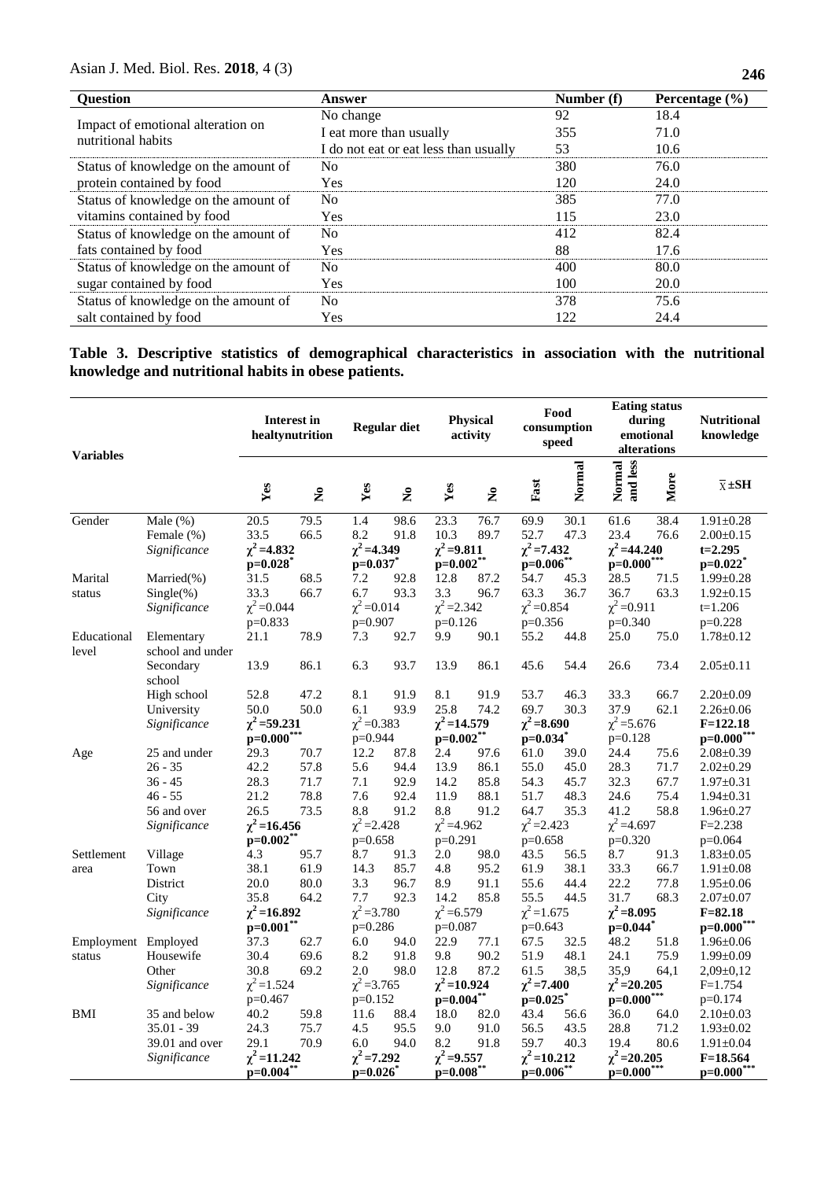| Question | Answer | Number (f) | Percentage (%) |
|---|---|---|---|
| Impact of emotional alteration on nutritional habits | No change | 92 | 18.4 |
| | I eat more than usually | 355 | 71.0 |
| | I do not eat or eat less than usually | 53 | 10.6 |
| Status of knowledge on the amount of protein contained by food | No | 380 | 76.0 |
| | Yes | 120 | 24.0 |
| Status of knowledge on the amount of vitamins contained by food | No | 385 | 77.0 |
| | Yes | 115 | 23.0 |
| Status of knowledge on the amount of fats contained by food | No | 412 | 82.4 |
| | Yes | 88 | 17.6 |
| Status of knowledge on the amount of sugar contained by food | No | 400 | 80.0 |
| | Yes | 100 | 20.0 |
| Status of knowledge on the amount of salt contained by food | No | 378 | 75.6 |
| | Yes | 122 | 24.4 |

**Table 3. Descriptive statistics of demographical characteristics in association with the nutritional knowledge and nutritional habits in obese patients.**

| Variables | | Interest in healtynutrition | | Regular diet | | Physical activity | | Food consumption speed | | Eating status during emotional alterations | | Nutritional knowledge |
|---|---|---|---|---|---|---|---|---|---|---|---|---|
| | | Yes | No | Yes | No | Yes | No | Fast | Normal | Normal and less | More | $\bar{x}$ ±SH |
| Gender | Male (%) | 20.5 | 79.5 | 1.4 | 98.6 | 23.3 | 76.7 | 69.9 | 30.1 | 61.6 | 38.4 | 1.91±0.28 |
| | Female (%) | 33.5 | 66.5 | 8.2 | 91.8 | 10.3 | 89.7 | 52.7 | 47.3 | 23.4 | 76.6 | 2.00±0.15 |
| | *Significance* | **$\chi^2$=4.832 p=0.028*** | | **$\chi^2$=4.349 p=0.037*** | | **$\chi^2$=9.811 p=0.002**** | | **$\chi^2$=7.432 p=0.006**** | | **$\chi^2$=44.240 p=0.000***** | | **t=2.295 p=0.022*** |
| Marital status | Married(%) | 31.5 | 68.5 | 7.2 | 92.8 | 12.8 | 87.2 | 54.7 | 45.3 | 28.5 | 71.5 | 1.99±0.28 |
| | Single(%) | 33.3 | 66.7 | 6.7 | 93.3 | 3.3 | 96.7 | 63.3 | 36.7 | 36.7 | 63.3 | 1.92±0.15 |
| | *Significance* | $\chi^2$=0.044 p=0.833 | | $\chi^2$=0.014 p=0.907 | | $\chi^2$=2.342 p=0.126 | | $\chi^2$=0.854 p=0.356 | | $\chi^2$=0.911 p=0.340 | | t=1.206 p=0.228 |
| Educational level | Elementary school and under | 21.1 | 78.9 | 7.3 | 92.7 | 9.9 | 90.1 | 55.2 | 44.8 | 25.0 | 75.0 | 1.78±0.12 |
| | Secondary school | 13.9 | 86.1 | 6.3 | 93.7 | 13.9 | 86.1 | 45.6 | 54.4 | 26.6 | 73.4 | 2.05±0.11 |
| | High school | 52.8 | 47.2 | 8.1 | 91.9 | 8.1 | 91.9 | 53.7 | 46.3 | 33.3 | 66.7 | 2.20±0.09 |
| | University | 50.0 | 50.0 | 6.1 | 93.9 | 25.8 | 74.2 | 69.7 | 30.3 | 37.9 | 62.1 | 2.26±0.06 |
| | *Significance* | **$\chi^2$=59.231 p=0.000***** | | $\chi^2$=0.383 p=0.944 | | **$\chi^2$=14.579 p=0.002**** | | **$\chi^2$=8.690 p=0.034*** | | $\chi^2$=5.676 p=0.128 | | **F=122.18 p=0.000***** |
| Age | 25 and under | 29.3 | 70.7 | 12.2 | 87.8 | 2.4 | 97.6 | 61.0 | 39.0 | 24.4 | 75.6 | 2.08±0.39 |
| | 26 - 35 | 42.2 | 57.8 | 5.6 | 94.4 | 13.9 | 86.1 | 55.0 | 45.0 | 28.3 | 71.7 | 2.02±0.29 |
| | 36 - 45 | 28.3 | 71.7 | 7.1 | 92.9 | 14.2 | 85.8 | 54.3 | 45.7 | 32.3 | 67.7 | 1.97±0.31 |
| | 46 - 55 | 21.2 | 78.8 | 7.6 | 92.4 | 11.9 | 88.1 | 51.7 | 48.3 | 24.6 | 75.4 | 1.94±0.31 |
| | 56 and over | 26.5 | 73.5 | 8.8 | 91.2 | 8.8 | 91.2 | 64.7 | 35.3 | 41.2 | 58.8 | 1.96±0.27 |
| | *Significance* | **$\chi^2$=16.456 p=0.002**** | | $\chi^2$=2.428 p=0.658 | | $\chi^2$=4.962 p=0.291 | | $\chi^2$=2.423 p=0.658 | | $\chi^2$=4.697 p=0.320 | | F=2.238 p=0.064 |
| Settlement area | Village | 4.3 | 95.7 | 8.7 | 91.3 | 2.0 | 98.0 | 43.5 | 56.5 | 8.7 | 91.3 | 1.83±0.05 |
| | Town | 38.1 | 61.9 | 14.3 | 85.7 | 4.8 | 95.2 | 61.9 | 38.1 | 33.3 | 66.7 | 1.91±0.08 |
| | District | 20.0 | 80.0 | 3.3 | 96.7 | 8.9 | 91.1 | 55.6 | 44.4 | 22.2 | 77.8 | 1.95±0.06 |
| | City | 35.8 | 64.2 | 7.7 | 92.3 | 14.2 | 85.8 | 55.5 | 44.5 | 31.7 | 68.3 | 2.07±0.07 |
| | *Significance* | **$\chi^2$=16.892 p=0.001**** | | $\chi^2$=3.780 p=0.286 | | $\chi^2$=6.579 p=0.087 | | $\chi^2$=1.675 p=0.643 | | **$\chi^2$=8.095 p=0.044*** | | **F=82.18 p=0.000***** |
| Employment status | Employed | 37.3 | 62.7 | 6.0 | 94.0 | 22.9 | 77.1 | 67.5 | 32.5 | 48.2 | 51.8 | 1.96±0.06 |
| | Housewife | 30.4 | 69.6 | 8.2 | 91.8 | 9.8 | 90.2 | 51.9 | 48.1 | 24.1 | 75.9 | 1.99±0.09 |
| | Other | 30.8 | 69.2 | 2.0 | 98.0 | 12.8 | 87.2 | 61.5 | 38,5 | 35,9 | 64,1 | 2,09±0,12 |
| | *Significance* | $\chi^2$=1.524 p=0.467 | | $\chi^2$=3.765 p=0.152 | | **$\chi^2$=10.924 p=0.004**** | | **$\chi^2$=7.400 p=0.025*** | | **$\chi^2$=20.205 p=0.000***** | | F=1.754 p=0.174 |
| BMI | 35 and below | 40.2 | 59.8 | 11.6 | 88.4 | 18.0 | 82.0 | 43.4 | 56.6 | 36.0 | 64.0 | 2.10±0.03 |
| | 35.01 - 39 | 24.3 | 75.7 | 4.5 | 95.5 | 9.0 | 91.0 | 56.5 | 43.5 | 28.8 | 71.2 | 1.93±0.02 |
| | 39.01 and over | 29.1 | 70.9 | 6.0 | 94.0 | 8.2 | 91.8 | 59.7 | 40.3 | 19.4 | 80.6 | 1.91±0.04 |
| | *Significance* | **$\chi^2$=11.242 p=0.004**** | | **$\chi^2$=7.292 p=0.026*** | | **$\chi^2$=9.557 p=0.008**** | | **$\chi^2$=10.212 p=0.006**** | | **$\chi^2$=20.205 p=0.000***** | | **F=18.564 p=0.000***** |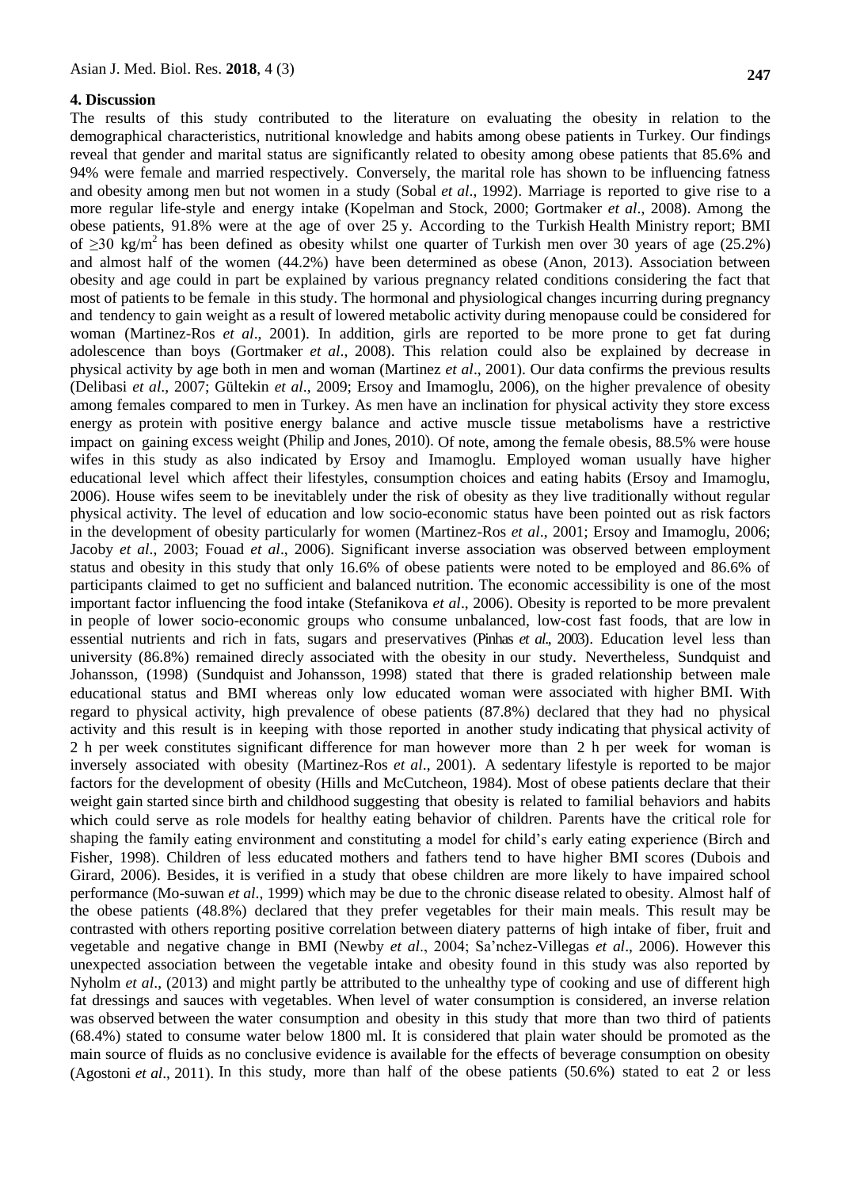## 4. Discussion

The results of this study contributed to the literature on evaluating the obesity in relation to the demographical characteristics, nutritional knowledge and habits among obese patients in Turkey. Our findings reveal that gender and marital status are significantly related to obesity among obese patients that 85.6% and 94% were female and married respectively. Conversely, the marital role has shown to be influencing fatness and obesity among men but not women in a study (Sobal *et al*., 1992). Marriage is reported to give rise to a more regular life-style and energy intake (Kopelman and Stock, 2000; Gortmaker *et al*., 2008). Among the obese patients, 91.8% were at the age of over 25 y. According to the Turkish Health Ministry report; BMI of $\geq 30$ kg/m$^2$ has been defined as obesity whilst one quarter of Turkish men over 30 years of age (25.2%) and almost half of the women (44.2%) have been determined as obese (Anon, 2013). Association between obesity and age could in part be explained by various pregnancy related conditions considering the fact that most of patients to be female in this study. The hormonal and physiological changes incurring during pregnancy and tendency to gain weight as a result of lowered metabolic activity during menopause could be considered for woman (Martinez-Ros *et al*., 2001). In addition, girls are reported to be more prone to get fat during adolescence than boys (Gortmaker *et al*., 2008). This relation could also be explained by decrease in physical activity by age both in men and woman (Martinez *et al*., 2001). Our data confirms the previous results (Delibasi *et al*., 2007; Gültekin *et al*., 2009; Ersoy and Imamoglu, 2006), on the higher prevalence of obesity among females compared to men in Turkey. As men have an inclination for physical activity they store excess energy as protein with positive energy balance and active muscle tissue metabolisms have a restrictive impact on gaining excess weight (Philip and Jones, 2010). Of note, among the female obesis, 88.5% were house wifes in this study as also indicated by Ersoy and Imamoglu. Employed woman usually have higher educational level which affect their lifestyles, consumption choices and eating habits (Ersoy and Imamoglu, 2006). House wifes seem to be inevitablely under the risk of obesity as they live traditionally without regular physical activity. The level of education and low socio-economic status have been pointed out as risk factors in the development of obesity particularly for women (Martinez-Ros *et al*., 2001; Ersoy and Imamoglu, 2006; Jacoby *et al*., 2003; Fouad *et al*., 2006). Significant inverse association was observed between employment status and obesity in this study that only 16.6% of obese patients were noted to be employed and 86.6% of participants claimed to get no sufficient and balanced nutrition. The economic accessibility is one of the most important factor influencing the food intake (Stefanikova *et al*., 2006). Obesity is reported to be more prevalent in people of lower socio-economic groups who consume unbalanced, low-cost fast foods, that are low in essential nutrients and rich in fats, sugars and preservatives (Pinhas *et al*., 2003). Education level less than university (86.8%) remained direcly associated with the obesity in our study. Nevertheless, Sundquist and Johansson, (1998) (Sundquist and Johansson, 1998) stated that there is graded relationship between male educational status and BMI whereas only low educated woman were associated with higher BMI. With regard to physical activity, high prevalence of obese patients (87.8%) declared that they had no physical activity and this result is in keeping with those reported in another study indicating that physical activity of 2 h per week constitutes significant difference for man however more than 2 h per week for woman is inversely associated with obesity (Martinez-Ros *et al*., 2001). A sedentary lifestyle is reported to be major factors for the development of obesity (Hills and McCutcheon, 1984). Most of obese patients declare that their weight gain started since birth and childhood suggesting that obesity is related to familial behaviors and habits which could serve as role models for healthy eating behavior of children. Parents have the critical role for shaping the family eating environment and constituting a model for child's early eating experience (Birch and Fisher, 1998). Children of less educated mothers and fathers tend to have higher BMI scores (Dubois and Girard, 2006). Besides, it is verified in a study that obese children are more likely to have impaired school performance (Mo-suwan *et al*., 1999) which may be due to the chronic disease related to obesity. Almost half of the obese patients (48.8%) declared that they prefer vegetables for their main meals. This result may be contrasted with others reporting positive correlation between diatery patterns of high intake of fiber, fruit and vegetable and negative change in BMI (Newby *et al*., 2004; Sa'nchez-Villegas *et al*., 2006). However this unexpected association between the vegetable intake and obesity found in this study was also reported by Nyholm *et al*., (2013) and might partly be attributed to the unhealthy type of cooking and use of different high fat dressings and sauces with vegetables. When level of water consumption is considered, an inverse relation was observed between the water consumption and obesity in this study that more than two third of patients (68.4%) stated to consume water below 1800 ml. It is considered that plain water should be promoted as the main source of fluids as no conclusive evidence is available for the effects of beverage consumption on obesity (Agostoni *et al*., 2011). In this study, more than half of the obese patients (50.6%) stated to eat 2 or less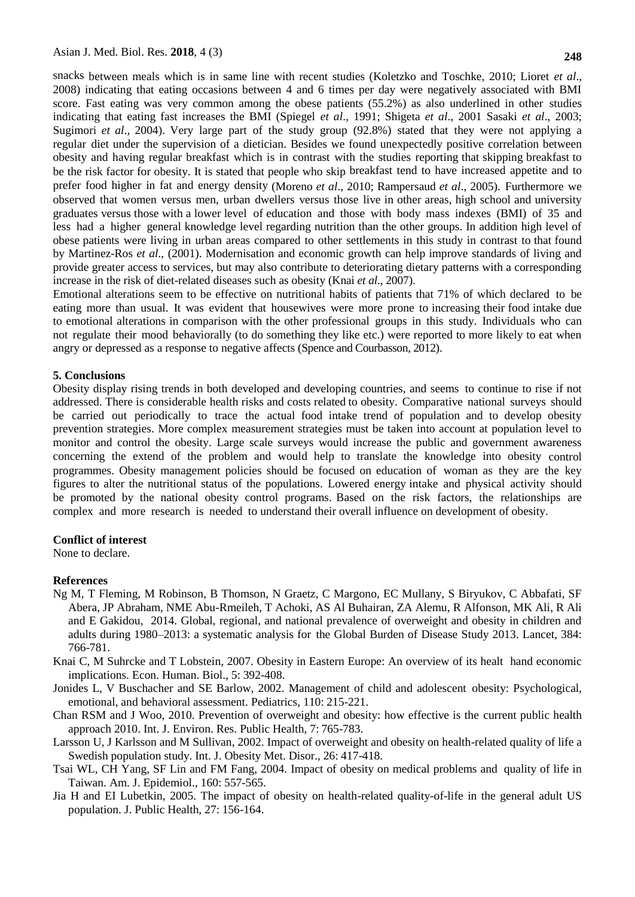snacks between meals which is in same line with recent studies (Koletzko and Toschke, 2010; Lioret *et al*., 2008) indicating that eating occasions between 4 and 6 times per day were negatively associated with BMI score. Fast eating was very common among the obese patients (55.2%) as also underlined in other studies indicating that eating fast increases the BMI (Spiegel *et al*., 1991; Shigeta *et al*., 2001 Sasaki *et al*., 2003; Sugimori *et al*., 2004). Very large part of the study group (92.8%) stated that they were not applying a regular diet under the supervision of a dietician. Besides we found unexpectedly positive correlation between obesity and having regular breakfast which is in contrast with the studies reporting that skipping breakfast to be the risk factor for obesity. It is stated that people who skip breakfast tend to have increased appetite and to prefer food higher in fat and energy density (Moreno *et al*., 2010; Rampersaud *et al*., 2005). Furthermore we observed that women versus men, urban dwellers versus those live in other areas, high school and university graduates versus those with a lower level of education and those with body mass indexes (BMI) of 35 and less had a higher general knowledge level regarding nutrition than the other groups. In addition high level of obese patients were living in urban areas compared to other settlements in this study in contrast to that found by Martinez-Ros *et al*., (2001). Modernisation and economic growth can help improve standards of living and provide greater access to services, but may also contribute to deteriorating dietary patterns with a corresponding increase in the risk of diet-related diseases such as obesity (Knai *et al*., 2007).

Emotional alterations seem to be effective on nutritional habits of patients that 71% of which declared to be eating more than usual. It was evident that housewives were more prone to increasing their food intake due to emotional alterations in comparison with the other professional groups in this study. Individuals who can not regulate their mood behaviorally (to do something they like etc.) were reported to more likely to eat when angry or depressed as a response to negative affects (Spence and Courbasson, 2012).

## 5. Conclusions

Obesity display rising trends in both developed and developing countries, and seems to continue to rise if not addressed. There is considerable health risks and costs related to obesity. Comparative national surveys should be carried out periodically to trace the actual food intake trend of population and to develop obesity prevention strategies. More complex measurement strategies must be taken into account at population level to monitor and control the obesity. Large scale surveys would increase the public and government awareness concerning the extend of the problem and would help to translate the knowledge into obesity control programmes. Obesity management policies should be focused on education of woman as they are the key figures to alter the nutritional status of the populations. Lowered energy intake and physical activity should be promoted by the national obesity control programs. Based on the risk factors, the relationships are complex and more research is needed to understand their overall influence on development of obesity.

## Conflict of interest

None to declare.

## References

- Ng M, T Fleming, M Robinson, B Thomson, N Graetz, C Margono, EC Mullany, S Biryukov, C Abbafati, SF Abera, JP Abraham, NME Abu-Rmeileh, T Achoki, AS Al Buhairan, ZA Alemu, R Alfonson, MK Ali, R Ali and E Gakidou, 2014. Global, regional, and national prevalence of overweight and obesity in children and adults during 1980–2013: a systematic analysis for the Global Burden of Disease Study 2013. Lancet, 384: 766-781.
- Knai C, M Suhrcke and T Lobstein, 2007. Obesity in Eastern Europe: An overview of its healt hand economic implications. Econ. Human. Biol., 5: 392-408.
- Jonides L, V Buschacher and SE Barlow, 2002. Management of child and adolescent obesity: Psychological, emotional, and behavioral assessment. Pediatrics, 110: 215-221.
- Chan RSM and J Woo, 2010. Prevention of overweight and obesity: how effective is the current public health approach 2010. Int. J. Environ. Res. Public Health, 7: 765-783.
- Larsson U, J Karlsson and M Sullivan, 2002. Impact of overweight and obesity on health-related quality of life a Swedish population study. Int. J. Obesity Met. Disor., 26: 417-418.
- Tsai WL, CH Yang, SF Lin and FM Fang, 2004. Impact of obesity on medical problems and quality of life in Taiwan. Am. J. Epidemiol., 160: 557-565.
- Jia H and EI Lubetkin, 2005. The impact of obesity on health-related quality-of-life in the general adult US population. J. Public Health, 27: 156-164.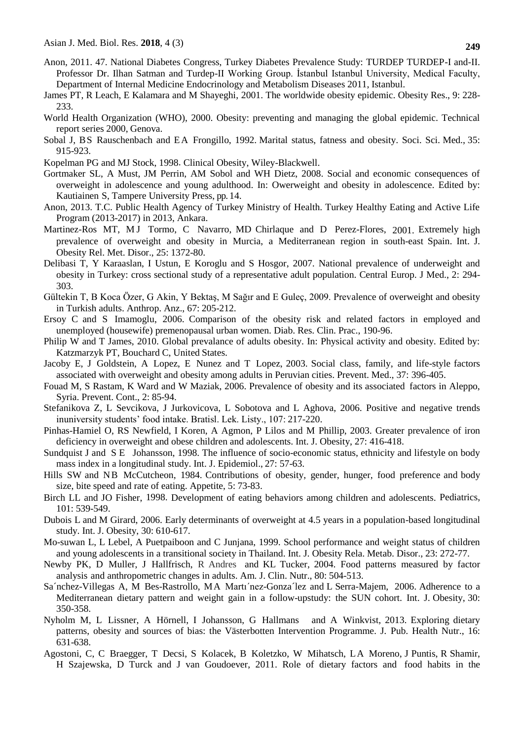Anon, 2011. 47. National Diabetes Congress, Turkey Diabetes Prevalence Study: TURDEP TURDEP-I and-II. Professor Dr. Ilhan Satman and Turdep-II Working Group. İstanbul Istanbul University, Medical Faculty, Department of Internal Medicine Endocrinology and Metabolism Diseases 2011, Istanbul.

James PT, R Leach, E Kalamara and M Shayeghi, 2001. The worldwide obesity epidemic. Obesity Res., 9: 228-233.

World Health Organization (WHO), 2000. Obesity: preventing and managing the global epidemic. Technical report series 2000, Genova.

Sobal J, BS Rauschenbach and EA Frongillo, 1992. Marital status, fatness and obesity. Soci. Sci. Med., 35: 915-923.

Kopelman PG and MJ Stock, 1998. Clinical Obesity, Wiley-Blackwell.

Gortmaker SL, A Must, JM Perrin, AM Sobol and WH Dietz, 2008. Social and economic consequences of overweight in adolescence and young adulthood. In: Owerweight and obesity in adolescence. Edited by: Kautiainen S, Tampere University Press, pp. 14.

Anon, 2013. T.C. Public Health Agency of Turkey Ministry of Health. Turkey Healthy Eating and Active Life Program (2013-2017) in 2013, Ankara.

Martinez-Ros MT, MJ Tormo, C Navarro, MD Chirlaque and D Perez-Flores, 2001. Extremely high prevalence of overweight and obesity in Murcia, a Mediterranean region in south-east Spain. Int. J. Obesity Rel. Met. Disor., 25: 1372-80.

Delibasi T, Y Karaaslan, I Ustun, E Koroglu and S Hosgor, 2007. National prevalence of underweight and obesity in Turkey: cross sectional study of a representative adult population. Central Europ. J Med., 2: 294-303.

Gültekin T, B Koca Özer, G Akin, Y Bektaş, M Sağır and E Guleç, 2009. Prevalence of overweight and obesity in Turkish adults. Anthrop. Anz., 67: 205-212.

Ersoy C and S Imamoglu, 2006. Comparison of the obesity risk and related factors in employed and unemployed (housewife) premenopausal urban women. Diab. Res. Clin. Prac., 190-96.

Philip W and T James, 2010. Global prevalance of adults obesity. In: Physical activity and obesity. Edited by: Katzmarzyk PT, Bouchard C, United States.

Jacoby E, J Goldstein, A Lopez, E Nunez and T Lopez, 2003. Social class, family, and life-style factors associated with overweight and obesity among adults in Peruvian cities. Prevent. Med., 37: 396-405.

Fouad M, S Rastam, K Ward and W Maziak, 2006. Prevalence of obesity and its associated factors in Aleppo, Syria. Prevent. Cont., 2: 85-94.

Stefanikova Z, L Sevcikova, J Jurkovicova, L Sobotova and L Aghova, 2006. Positive and negative trends inuniversity students' food intake. Bratisl. Lek. Listy., 107: 217-220.

Pinhas-Hamiel O, RS Newfield, I Koren, A Agmon, P Lilos and M Phillip, 2003. Greater prevalence of iron deficiency in overweight and obese children and adolescents. Int. J. Obesity, 27: 416-418.

Sundquist J and S E Johansson, 1998. The influence of socio-economic status, ethnicity and lifestyle on body mass index in a longitudinal study. Int. J. Epidemiol., 27: 57-63.

Hills SW and NB McCutcheon, 1984. Contributions of obesity, gender, hunger, food preference and body size, bite speed and rate of eating. Appetite, 5: 73-83.

Birch LL and JO Fisher, 1998. Development of eating behaviors among children and adolescents. Pediatrics, 101: 539-549.

Dubois L and M Girard, 2006. Early determinants of overweight at 4.5 years in a population-based longitudinal study. Int. J. Obesity, 30: 610-617.

Mo-suwan L, L Lebel, A Puetpaiboon and C Junjana, 1999. School performance and weight status of children and young adolescents in a transitional society in Thailand. Int. J. Obesity Rela. Metab. Disor., 23: 272-77.

Newby PK, D Muller, J Hallfrisch, R Andres and KL Tucker, 2004. Food patterns measured by factor analysis and anthropometric changes in adults. Am. J. Clin. Nutr., 80: 504-513.

Sa´nchez-Villegas A, M Bes-Rastrollo, MA Martı´nez-Gonza´lez and L Serra-Majem, 2006. Adherence to a Mediterranean dietary pattern and weight gain in a follow-upstudy: the SUN cohort. Int. J. Obesity, 30: 350-358.

Nyholm M, L Lissner, A Hörnell, I Johansson, G Hallmans and A Winkvist, 2013. Exploring dietary patterns, obesity and sources of bias: the Västerbotten Intervention Programme. J. Pub. Health Nutr., 16: 631-638.

Agostoni, C, C Braegger, T Decsi, S Kolacek, B Koletzko, W Mihatsch, LA Moreno, J Puntis, R Shamir, H Szajewska, D Turck and J van Goudoever, 2011. Role of dietary factors and food habits in the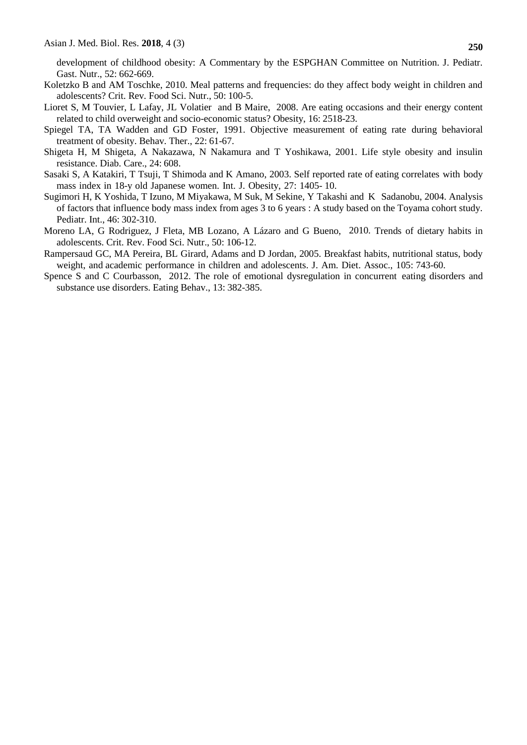development of childhood obesity: A Commentary by the ESPGHAN Committee on Nutrition. J. Pediatr. Gast. Nutr., 52: 662-669.

Koletzko B and AM Toschke, 2010. Meal patterns and frequencies: do they affect body weight in children and adolescents? Crit. Rev. Food Sci. Nutr., 50: 100-5.

Lioret S, M Touvier, L Lafay, JL Volatier and B Maire, 2008. Are eating occasions and their energy content related to child overweight and socio-economic status? Obesity, 16: 2518-23.

Spiegel TA, TA Wadden and GD Foster, 1991. Objective measurement of eating rate during behavioral treatment of obesity. Behav. Ther., 22: 61-67.

Shigeta H, M Shigeta, A Nakazawa, N Nakamura and T Yoshikawa, 2001. Life style obesity and insulin resistance. Diab. Care., 24: 608.

Sasaki S, A Katakiri, T Tsuji, T Shimoda and K Amano, 2003. Self reported rate of eating correlates with body mass index in 18-y old Japanese women. Int. J. Obesity, 27: 1405- 10.

Sugimori H, K Yoshida, T Izuno, M Miyakawa, M Suk, M Sekine, Y Takashi and K Sadanobu, 2004. Analysis of factors that influence body mass index from ages 3 to 6 years : A study based on the Toyama cohort study. Pediatr. Int., 46: 302-310.

Moreno LA, G Rodriguez, J Fleta, MB Lozano, A Lázaro and G Bueno, 2010. Trends of dietary habits in adolescents. Crit. Rev. Food Sci. Nutr., 50: 106-12.

Rampersaud GC, MA Pereira, BL Girard, Adams and D Jordan, 2005. Breakfast habits, nutritional status, body weight, and academic performance in children and adolescents. J. Am. Diet. Assoc., 105: 743-60.

Spence S and C Courbasson, 2012. The role of emotional dysregulation in concurrent eating disorders and substance use disorders. Eating Behav., 13: 382-385.